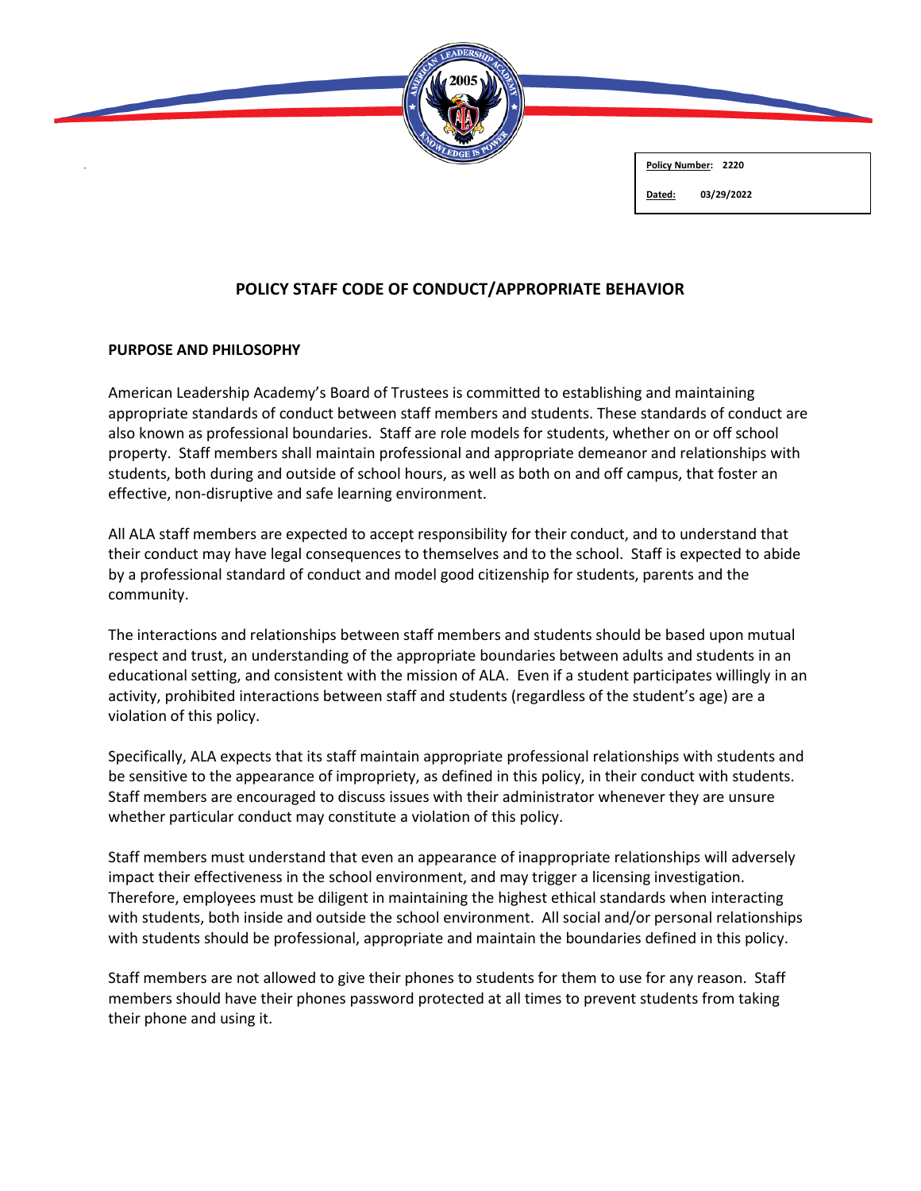**Policy Number:** 2220

**Dated:** 03/29/2022

# POLICY STAFF CODE OF CONDUCT/APPROPRIATE BEHAVIOR

## PURPOSE AND PHILOSOPHY

American Leadership Academy's Board of Trustees is committed to establishing and maintaining appropriate standards of conduct between staff members and students. These standards of conduct are also known as professional boundaries. Staff are role models for students, whether on or off school property. Staff members shall maintain professional and appropriate demeanor and relationships with students, both during and outside of school hours, as well as both on and off campus, that foster an effective, non-disruptive and safe learning environment.

All ALA staff members are expected to accept responsibility for their conduct, and to understand that their conduct may have legal consequences to themselves and to the school. Staff is expected to abide by a professional standard of conduct and model good citizenship for students, parents and the community.

The interactions and relationships between staff members and students should be based upon mutual respect and trust, an understanding of the appropriate boundaries between adults and students in an educational setting, and consistent with the mission of ALA. Even if a student participates willingly in an activity, prohibited interactions between staff and students (regardless of the student's age) are a violation of this policy.

Specifically, ALA expects that its staff maintain appropriate professional relationships with students and be sensitive to the appearance of impropriety, as defined in this policy, in their conduct with students. Staff members are encouraged to discuss issues with their administrator whenever they are unsure whether particular conduct may constitute a violation of this policy.

Staff members must understand that even an appearance of inappropriate relationships will adversely impact their effectiveness in the school environment, and may trigger a licensing investigation. Therefore, employees must be diligent in maintaining the highest ethical standards when interacting with students, both inside and outside the school environment. All social and/or personal relationships with students should be professional, appropriate and maintain the boundaries defined in this policy.

Staff members are not allowed to give their phones to students for them to use for any reason. Staff members should have their phones password protected at all times to prevent students from taking their phone and using it.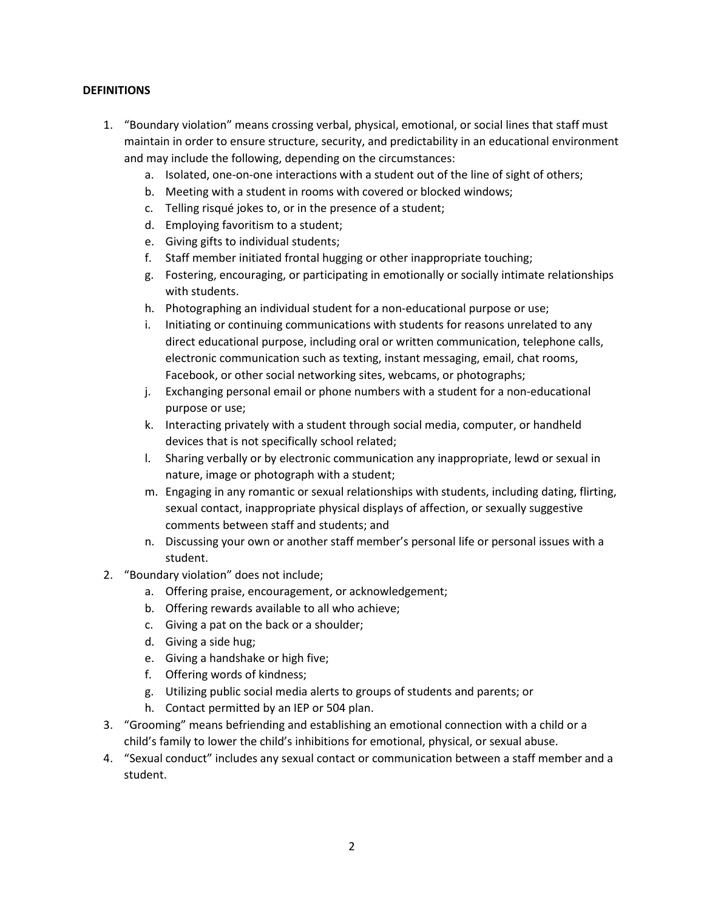**DEFINITIONS**

1. "Boundary violation" means crossing verbal, physical, emotional, or social lines that staff must maintain in order to ensure structure, security, and predictability in an educational environment and may include the following, depending on the circumstances:
    a. Isolated, one-on-one interactions with a student out of the line of sight of others;
    b. Meeting with a student in rooms with covered or blocked windows;
    c. Telling risqué jokes to, or in the presence of a student;
    d. Employing favoritism to a student;
    e. Giving gifts to individual students;
    f. Staff member initiated frontal hugging or other inappropriate touching;
    g. Fostering, encouraging, or participating in emotionally or socially intimate relationships with students.
    h. Photographing an individual student for a non-educational purpose or use;
    i. Initiating or continuing communications with students for reasons unrelated to any direct educational purpose, including oral or written communication, telephone calls, electronic communication such as texting, instant messaging, email, chat rooms, Facebook, or other social networking sites, webcams, or photographs;
    j. Exchanging personal email or phone numbers with a student for a non-educational purpose or use;
    k. Interacting privately with a student through social media, computer, or handheld devices that is not specifically school related;
    l. Sharing verbally or by electronic communication any inappropriate, lewd or sexual in nature, image or photograph with a student;
    m. Engaging in any romantic or sexual relationships with students, including dating, flirting, sexual contact, inappropriate physical displays of affection, or sexually suggestive comments between staff and students; and
    n. Discussing your own or another staff member's personal life or personal issues with a student.
2. "Boundary violation" does not include;
    a. Offering praise, encouragement, or acknowledgement;
    b. Offering rewards available to all who achieve;
    c. Giving a pat on the back or a shoulder;
    d. Giving a side hug;
    e. Giving a handshake or high five;
    f. Offering words of kindness;
    g. Utilizing public social media alerts to groups of students and parents; or
    h. Contact permitted by an IEP or 504 plan.
3. "Grooming" means befriending and establishing an emotional connection with a child or a child's family to lower the child's inhibitions for emotional, physical, or sexual abuse.
4. "Sexual conduct" includes any sexual contact or communication between a staff member and a student.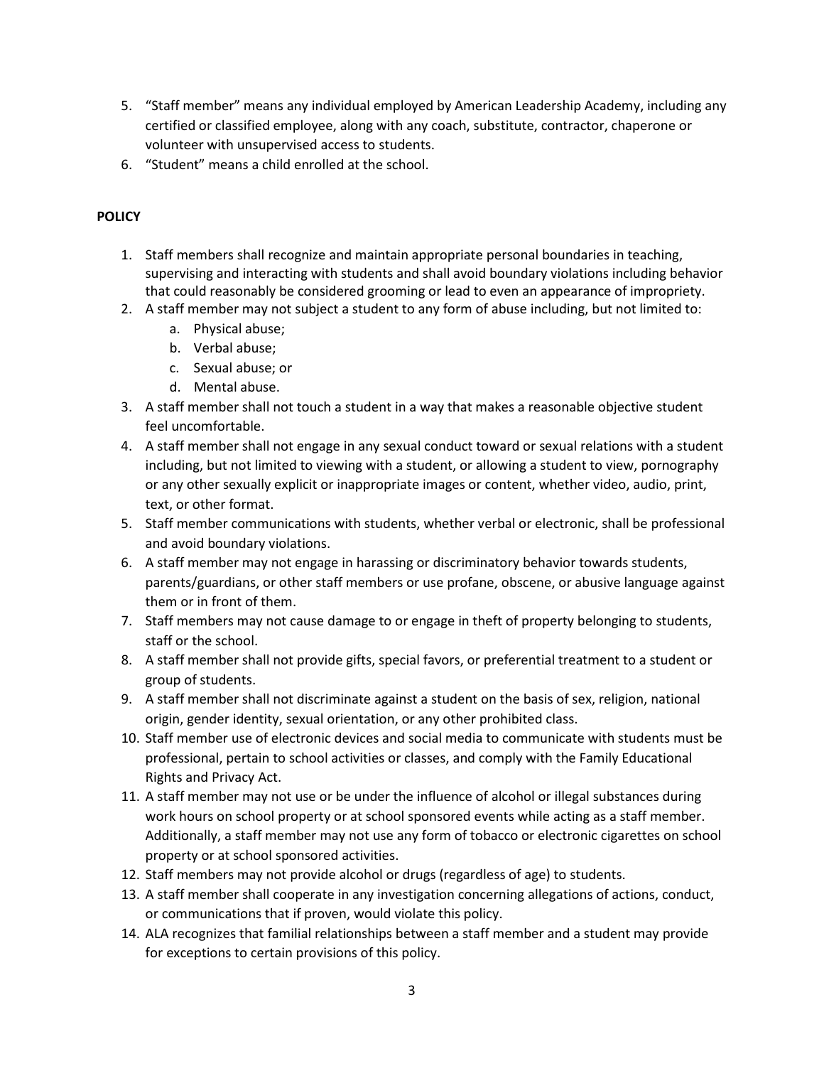5. "Staff member" means any individual employed by American Leadership Academy, including any certified or classified employee, along with any coach, substitute, contractor, chaperone or volunteer with unsupervised access to students.
6. "Student" means a child enrolled at the school.

**POLICY**

1. Staff members shall recognize and maintain appropriate personal boundaries in teaching, supervising and interacting with students and shall avoid boundary violations including behavior that could reasonably be considered grooming or lead to even an appearance of impropriety.
2. A staff member may not subject a student to any form of abuse including, but not limited to:
   a. Physical abuse;
   b. Verbal abuse;
   c. Sexual abuse; or
   d. Mental abuse.
3. A staff member shall not touch a student in a way that makes a reasonable objective student feel uncomfortable.
4. A staff member shall not engage in any sexual conduct toward or sexual relations with a student including, but not limited to viewing with a student, or allowing a student to view, pornography or any other sexually explicit or inappropriate images or content, whether video, audio, print, text, or other format.
5. Staff member communications with students, whether verbal or electronic, shall be professional and avoid boundary violations.
6. A staff member may not engage in harassing or discriminatory behavior towards students, parents/guardians, or other staff members or use profane, obscene, or abusive language against them or in front of them.
7. Staff members may not cause damage to or engage in theft of property belonging to students, staff or the school.
8. A staff member shall not provide gifts, special favors, or preferential treatment to a student or group of students.
9. A staff member shall not discriminate against a student on the basis of sex, religion, national origin, gender identity, sexual orientation, or any other prohibited class.
10. Staff member use of electronic devices and social media to communicate with students must be professional, pertain to school activities or classes, and comply with the Family Educational Rights and Privacy Act.
11. A staff member may not use or be under the influence of alcohol or illegal substances during work hours on school property or at school sponsored events while acting as a staff member. Additionally, a staff member may not use any form of tobacco or electronic cigarettes on school property or at school sponsored activities.
12. Staff members may not provide alcohol or drugs (regardless of age) to students.
13. A staff member shall cooperate in any investigation concerning allegations of actions, conduct, or communications that if proven, would violate this policy.
14. ALA recognizes that familial relationships between a staff member and a student may provide for exceptions to certain provisions of this policy.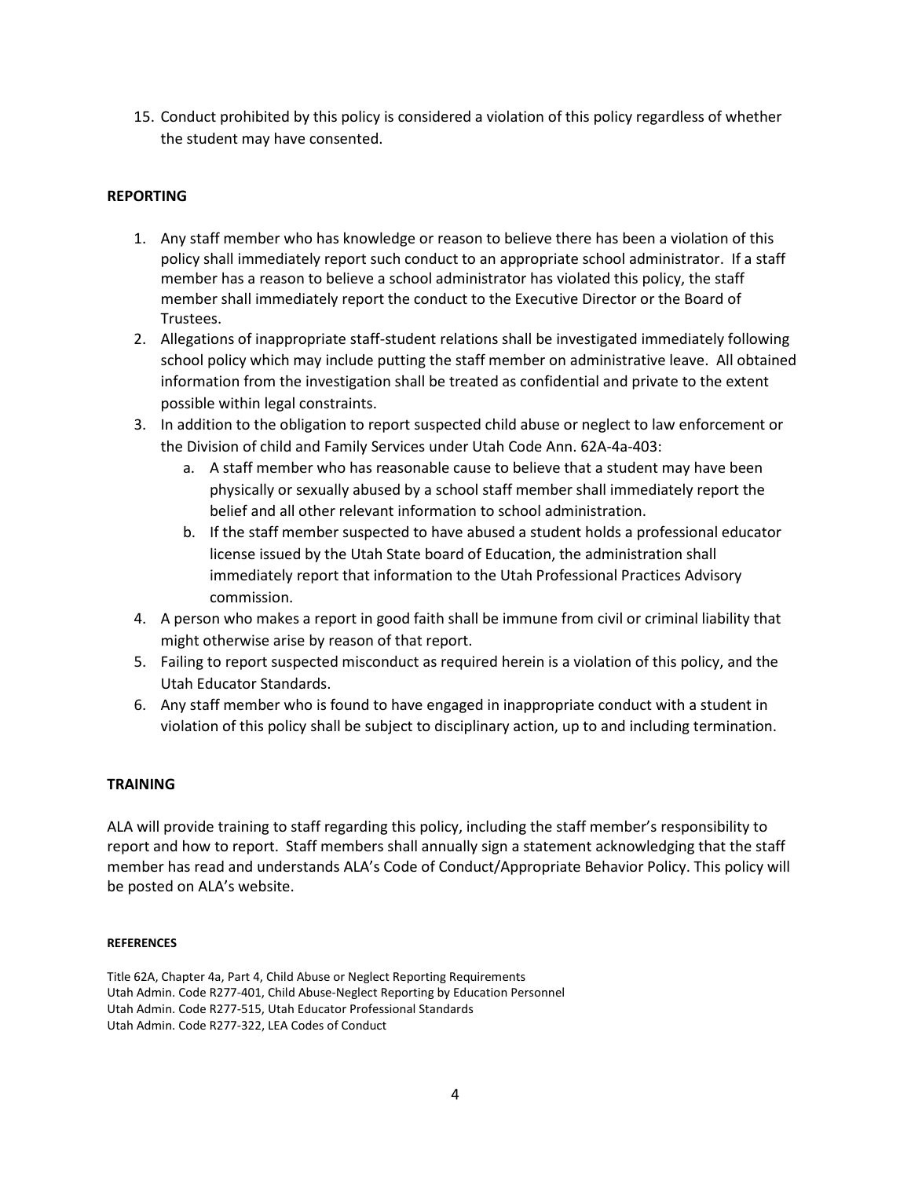15. Conduct prohibited by this policy is considered a violation of this policy regardless of whether the student may have consented.

**REPORTING**

1. Any staff member who has knowledge or reason to believe there has been a violation of this policy shall immediately report such conduct to an appropriate school administrator. If a staff member has a reason to believe a school administrator has violated this policy, the staff member shall immediately report the conduct to the Executive Director or the Board of Trustees.
2. Allegations of inappropriate staff-student relations shall be investigated immediately following school policy which may include putting the staff member on administrative leave. All obtained information from the investigation shall be treated as confidential and private to the extent possible within legal constraints.
3. In addition to the obligation to report suspected child abuse or neglect to law enforcement or the Division of child and Family Services under Utah Code Ann. 62A-4a-403:
   a. A staff member who has reasonable cause to believe that a student may have been physically or sexually abused by a school staff member shall immediately report the belief and all other relevant information to school administration.
   b. If the staff member suspected to have abused a student holds a professional educator license issued by the Utah State board of Education, the administration shall immediately report that information to the Utah Professional Practices Advisory commission.
4. A person who makes a report in good faith shall be immune from civil or criminal liability that might otherwise arise by reason of that report.
5. Failing to report suspected misconduct as required herein is a violation of this policy, and the Utah Educator Standards.
6. Any staff member who is found to have engaged in inappropriate conduct with a student in violation of this policy shall be subject to disciplinary action, up to and including termination.

**TRAINING**

ALA will provide training to staff regarding this policy, including the staff member's responsibility to report and how to report. Staff members shall annually sign a statement acknowledging that the staff member has read and understands ALA's Code of Conduct/Appropriate Behavior Policy. This policy will be posted on ALA's website.

**REFERENCES**

Title 62A, Chapter 4a, Part 4, Child Abuse or Neglect Reporting Requirements
Utah Admin. Code R277-401, Child Abuse-Neglect Reporting by Education Personnel
Utah Admin. Code R277-515, Utah Educator Professional Standards
Utah Admin. Code R277-322, LEA Codes of Conduct